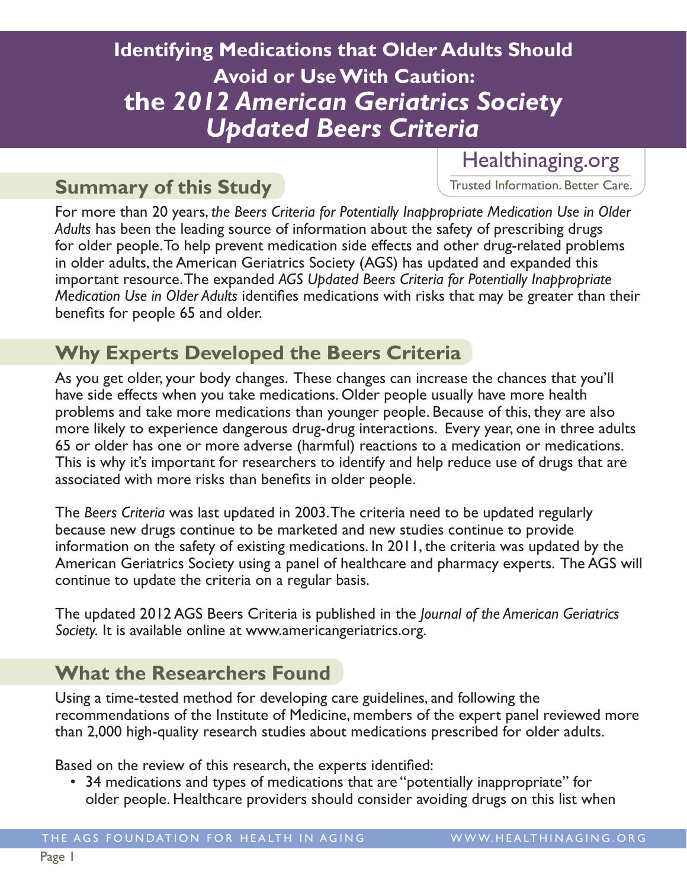# Identifying Medications that Older Adults Should Avoid or Use With Caution: the *2012 American Geriatrics Society Updated Beers Criteria*

Healthinaging.org

Trusted Information. Better Care.

## Summary of this Study

For more than 20 years, *the Beers Criteria for Potentially Inappropriate Medication Use in Older Adults* has been the leading source of information about the safety of prescribing drugs for older people. To help prevent medication side effects and other drug-related problems in older adults, the American Geriatrics Society (AGS) has updated and expanded this important resource. The expanded *AGS Updated Beers Criteria for Potentially Inappropriate Medication Use in Older Adults* identifies medications with risks that may be greater than their benefits for people 65 and older.

## Why Experts Developed the Beers Criteria

As you get older, your body changes. These changes can increase the chances that you'll have side effects when you take medications. Older people usually have more health problems and take more medications than younger people. Because of this, they are also more likely to experience dangerous drug-drug interactions. Every year, one in three adults 65 or older has one or more adverse (harmful) reactions to a medication or medications. This is why it's important for researchers to identify and help reduce use of drugs that are associated with more risks than benefits in older people.

The *Beers Criteria* was last updated in 2003. The criteria need to be updated regularly because new drugs continue to be marketed and new studies continue to provide information on the safety of existing medications. In 2011, the criteria was updated by the American Geriatrics Society using a panel of healthcare and pharmacy experts. The AGS will continue to update the criteria on a regular basis.

The updated 2012 AGS Beers Criteria is published in the *Journal of the American Geriatrics Society.* It is available online at www.americangeriatrics.org.

## What the Researchers Found

Using a time-tested method for developing care guidelines, and following the recommendations of the Institute of Medicine, members of the expert panel reviewed more than 2,000 high-quality research studies about medications prescribed for older adults.

Based on the review of this research, the experts identified:

- 34 medications and types of medications that are "potentially inappropriate" for older people. Healthcare providers should consider avoiding drugs on this list when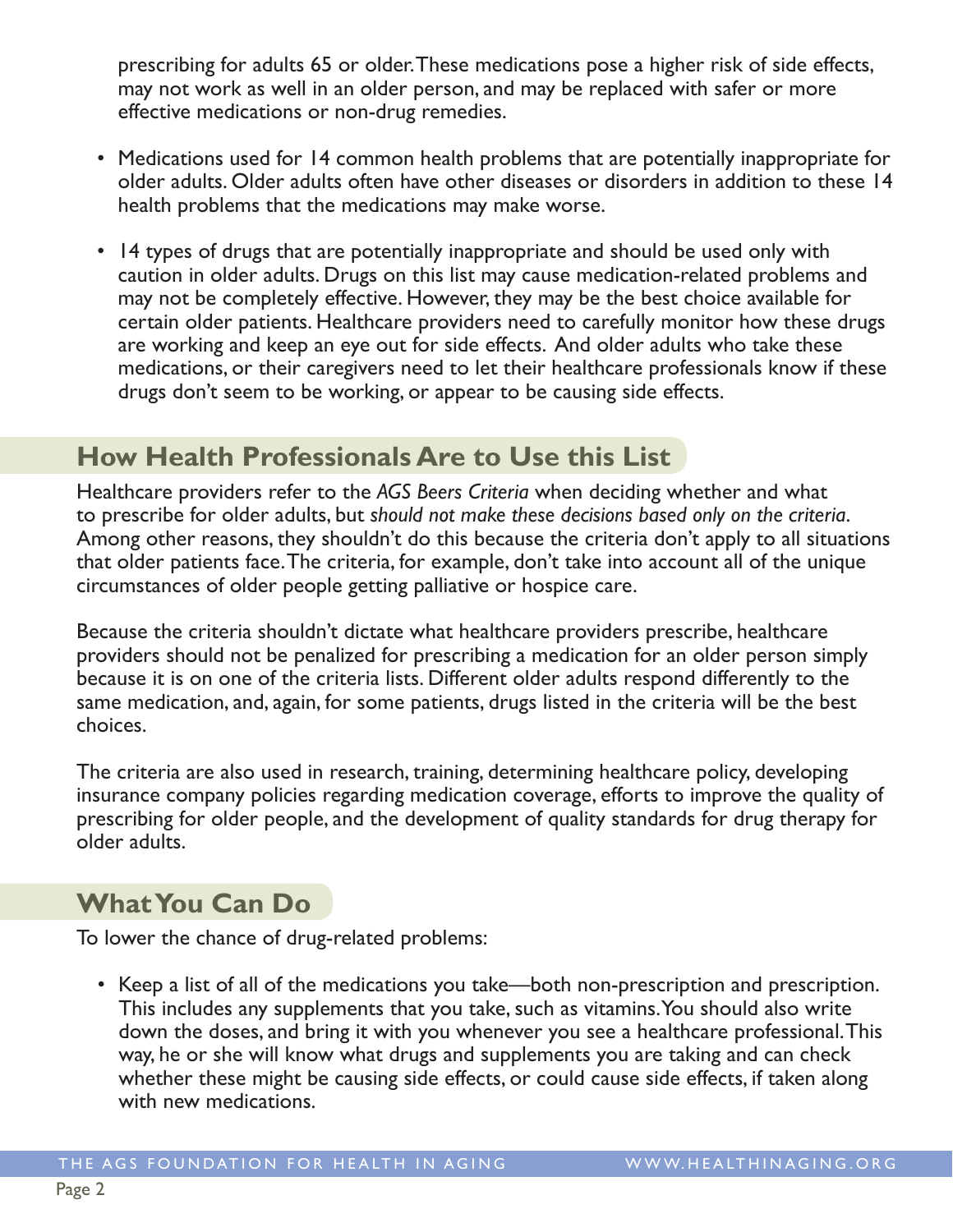prescribing for adults 65 or older. These medications pose a higher risk of side effects, may not work as well in an older person, and may be replaced with safer or more effective medications or non-drug remedies.

- Medications used for 14 common health problems that are potentially inappropriate for older adults. Older adults often have other diseases or disorders in addition to these 14 health problems that the medications may make worse.

- 14 types of drugs that are potentially inappropriate and should be used only with caution in older adults. Drugs on this list may cause medication-related problems and may not be completely effective. However, they may be the best choice available for certain older patients. Healthcare providers need to carefully monitor how these drugs are working and keep an eye out for side effects. And older adults who take these medications, or their caregivers need to let their healthcare professionals know if these drugs don't seem to be working, or appear to be causing side effects.

## How Health Professionals Are to Use this List

Healthcare providers refer to the *AGS Beers Criteria* when deciding whether and what to prescribe for older adults, but *should not make these decisions based only on the criteria*. Among other reasons, they shouldn't do this because the criteria don't apply to all situations that older patients face. The criteria, for example, don't take into account all of the unique circumstances of older people getting palliative or hospice care.

Because the criteria shouldn't dictate what healthcare providers prescribe, healthcare providers should not be penalized for prescribing a medication for an older person simply because it is on one of the criteria lists. Different older adults respond differently to the same medication, and, again, for some patients, drugs listed in the criteria will be the best choices.

The criteria are also used in research, training, determining healthcare policy, developing insurance company policies regarding medication coverage, efforts to improve the quality of prescribing for older people, and the development of quality standards for drug therapy for older adults.

## What You Can Do

To lower the chance of drug-related problems:

- Keep a list of all of the medications you take—both non-prescription and prescription. This includes any supplements that you take, such as vitamins. You should also write down the doses, and bring it with you whenever you see a healthcare professional. This way, he or she will know what drugs and supplements you are taking and can check whether these might be causing side effects, or could cause side effects, if taken along with new medications.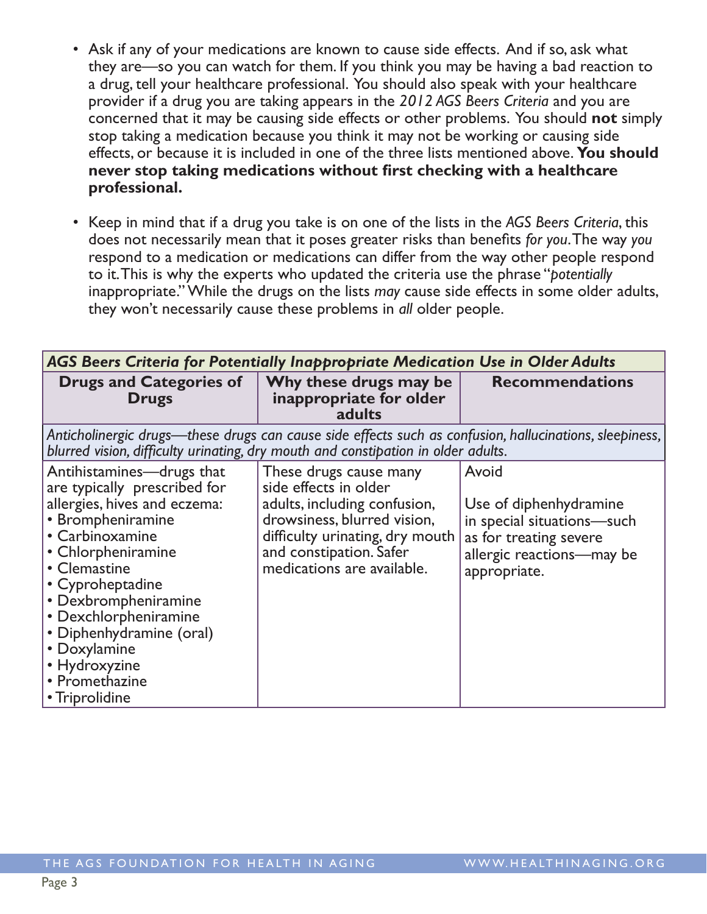- Ask if any of your medications are known to cause side effects. And if so, ask what they are—so you can watch for them. If you think you may be having a bad reaction to a drug, tell your healthcare professional. You should also speak with your healthcare provider if a drug you are taking appears in the *2012 AGS Beers Criteria* and you are concerned that it may be causing side effects or other problems. You should **not** simply stop taking a medication because you think it may not be working or causing side effects, or because it is included in one of the three lists mentioned above. **You should never stop taking medications without first checking with a healthcare professional.**

- Keep in mind that if a drug you take is on one of the lists in the *AGS Beers Criteria*, this does not necessarily mean that it poses greater risks than benefits *for you*. The way *you* respond to a medication or medications can differ from the way other people respond to it. This is why the experts who updated the criteria use the phrase "*potentially* inappropriate." While the drugs on the lists *may* cause side effects in some older adults, they won't necessarily cause these problems in *all* older people.

| ***AGS Beers Criteria for Potentially Inappropriate Medication Use in Older Adults*** | | |
|---|---|---|
| **Drugs and Categories of Drugs** | **Why these drugs may be inappropriate for older adults** | **Recommendations** |
| *Anticholinergic drugs—these drugs can cause side effects such as confusion, hallucinations, sleepiness, blurred vision, difficulty urinating, dry mouth and constipation in older adults.* | | |
| Antihistamines—drugs that are typically prescribed for allergies, hives and eczema:<br>• Brompheniramine<br>• Carbinoxamine<br>• Chlorpheniramine<br>• Clemastine<br>• Cyproheptadine<br>• Dexbrompheniramine<br>• Dexchlorpheniramine<br>• Diphenhydramine (oral)<br>• Doxylamine<br>• Hydroxyzine<br>• Promethazine<br>• Triprolidine | These drugs cause many side effects in older adults, including confusion, drowsiness, blurred vision, difficulty urinating, dry mouth and constipation. Safer medications are available. | Avoid<br><br>Use of diphenhydramine in special situations—such as for treating severe allergic reactions—may be appropriate. |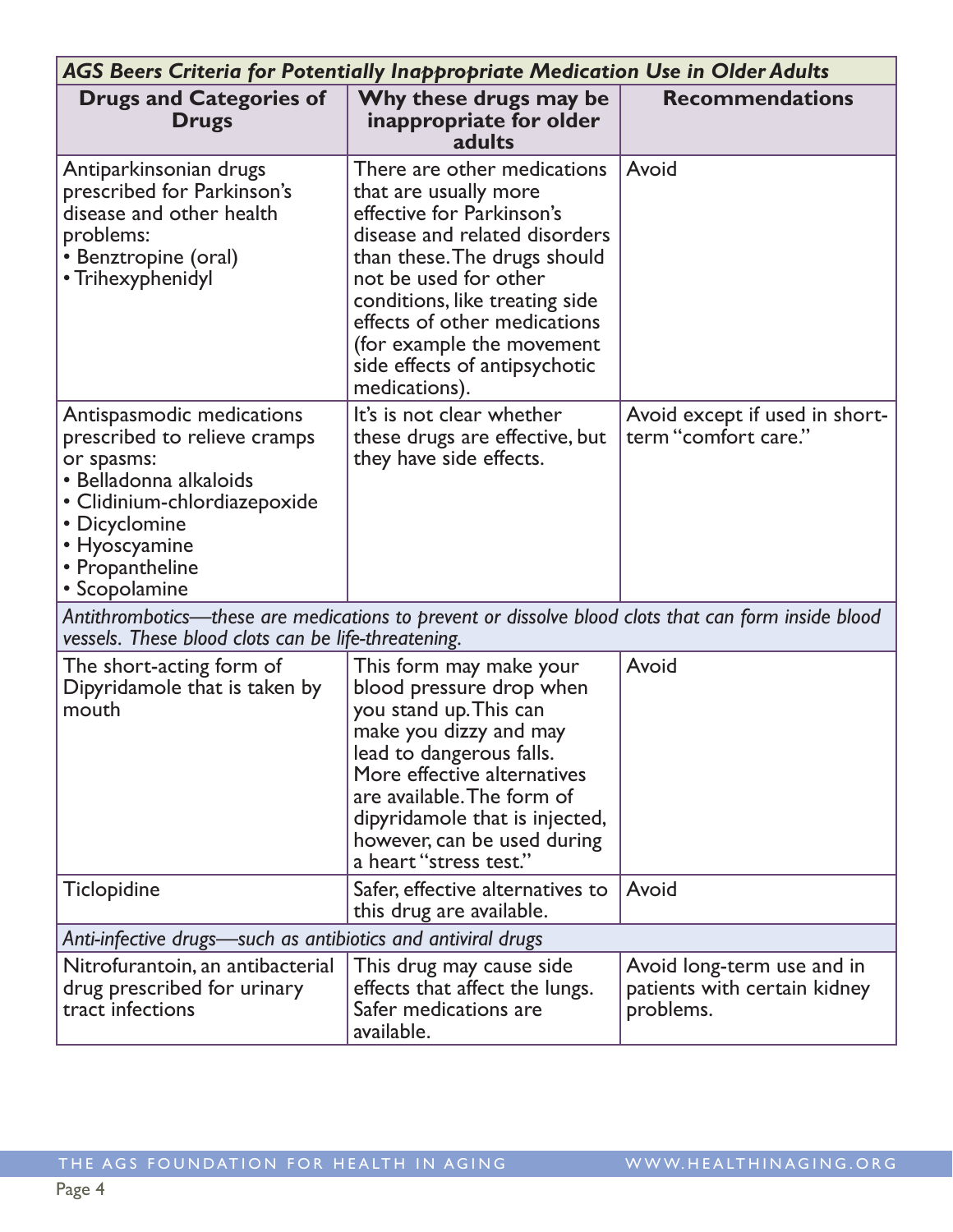| *AGS Beers Criteria for Potentially Inappropriate Medication Use in Older Adults* | | |
|---|---|---|
| **Drugs and Categories of Drugs** | **Why these drugs may be inappropriate for older adults** | **Recommendations** |
| Antiparkinsonian drugs prescribed for Parkinson's disease and other health problems:<br>• Benztropine (oral)<br>• Trihexyphenidyl | There are other medications that are usually more effective for Parkinson's disease and related disorders than these. The drugs should not be used for other conditions, like treating side effects of other medications (for example the movement side effects of antipsychotic medications). | Avoid |
| Antispasmodic medications prescribed to relieve cramps or spasms:<br>• Belladonna alkaloids<br>• Clidinium-chlordiazepoxide<br>• Dicyclomine<br>• Hyoscyamine<br>• Propantheline<br>• Scopolamine | It's is not clear whether these drugs are effective, but they have side effects. | Avoid except if used in short-term "comfort care." |
| *Antithrombotics—these are medications to prevent or dissolve blood clots that can form inside blood vessels. These blood clots can be life-threatening.* | | |
| The short-acting form of Dipyridamole that is taken by mouth | This form may make your blood pressure drop when you stand up. This can make you dizzy and may lead to dangerous falls. More effective alternatives are available. The form of dipyridamole that is injected, however, can be used during a heart "stress test." | Avoid |
| Ticlopidine | Safer, effective alternatives to this drug are available. | Avoid |
| *Anti-infective drugs—such as antibiotics and antiviral drugs* | | |
| Nitrofurantoin, an antibacterial drug prescribed for urinary tract infections | This drug may cause side effects that affect the lungs. Safer medications are available. | Avoid long-term use and in patients with certain kidney problems. |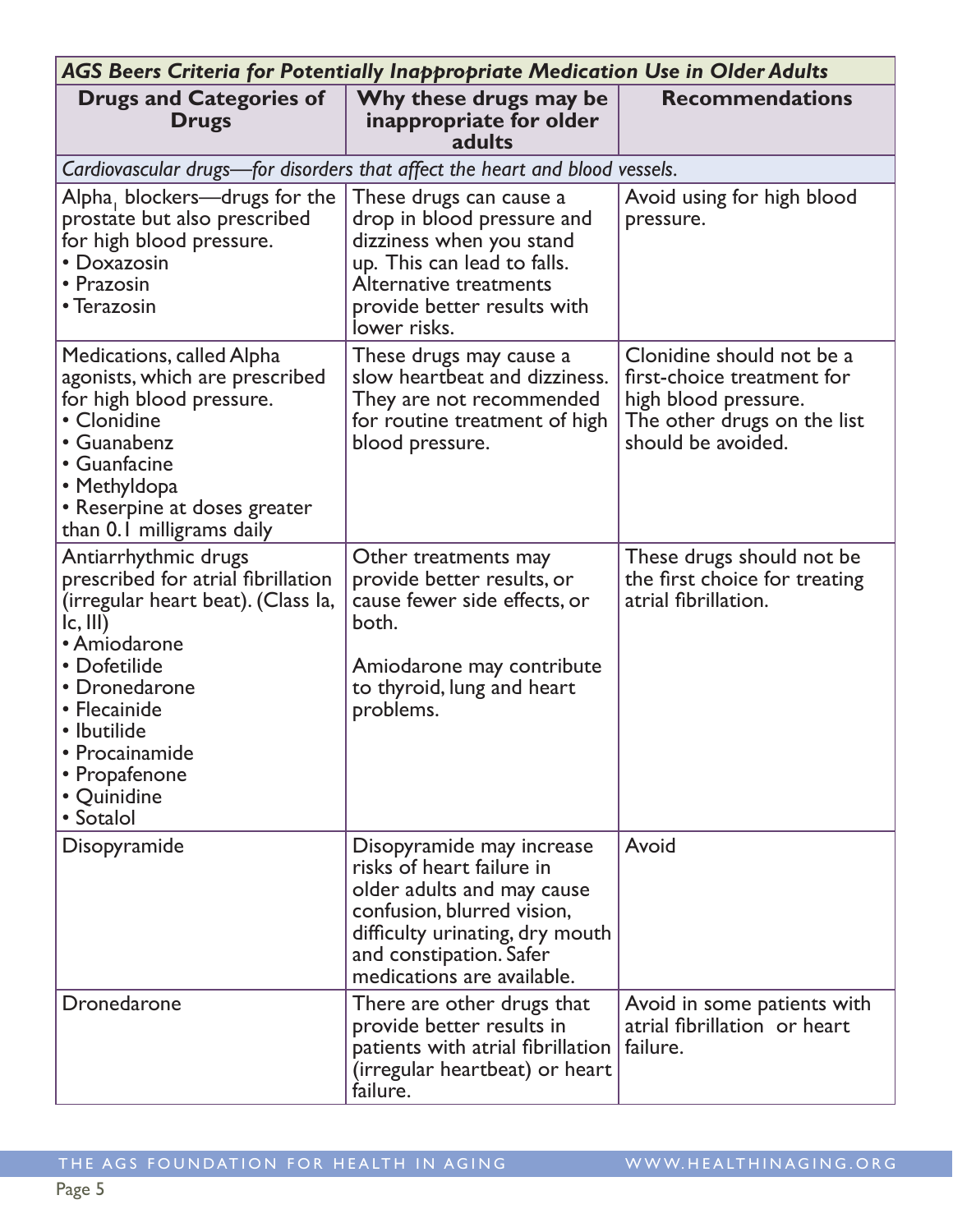| *AGS Beers Criteria for Potentially Inappropriate Medication Use in Older Adults* | | |
|---|---|---|
| **Drugs and Categories of Drugs** | **Why these drugs may be inappropriate for older adults** | **Recommendations** |
| *Cardiovascular drugs—for disorders that affect the heart and blood vessels.* | | |
| Alpha$_1$ blockers—drugs for the prostate but also prescribed for high blood pressure.<br>• Doxazosin<br>• Prazosin<br>• Terazosin | These drugs can cause a drop in blood pressure and dizziness when you stand up. This can lead to falls. Alternative treatments provide better results with lower risks. | Avoid using for high blood pressure. |
| Medications, called Alpha agonists, which are prescribed for high blood pressure.<br>• Clonidine<br>• Guanabenz<br>• Guanfacine<br>• Methyldopa<br>• Reserpine at doses greater than 0.1 milligrams daily | These drugs may cause a slow heartbeat and dizziness. They are not recommended for routine treatment of high blood pressure. | Clonidine should not be a first-choice treatment for high blood pressure. The other drugs on the list should be avoided. |
| Antiarrhythmic drugs prescribed for atrial fibrillation (irregular heart beat). (Class Ia, Ic, III)<br>• Amiodarone<br>• Dofetilide<br>• Dronedarone<br>• Flecainide<br>• Ibutilide<br>• Procainamide<br>• Propafenone<br>• Quinidine<br>• Sotalol | Other treatments may provide better results, or cause fewer side effects, or both.<br><br>Amiodarone may contribute to thyroid, lung and heart problems. | These drugs should not be the first choice for treating atrial fibrillation. |
| Disopyramide | Disopyramide may increase risks of heart failure in older adults and may cause confusion, blurred vision, difficulty urinating, dry mouth and constipation. Safer medications are available. | Avoid |
| Dronedarone | There are other drugs that provide better results in patients with atrial fibrillation (irregular heartbeat) or heart failure. | Avoid in some patients with atrial fibrillation or heart failure. |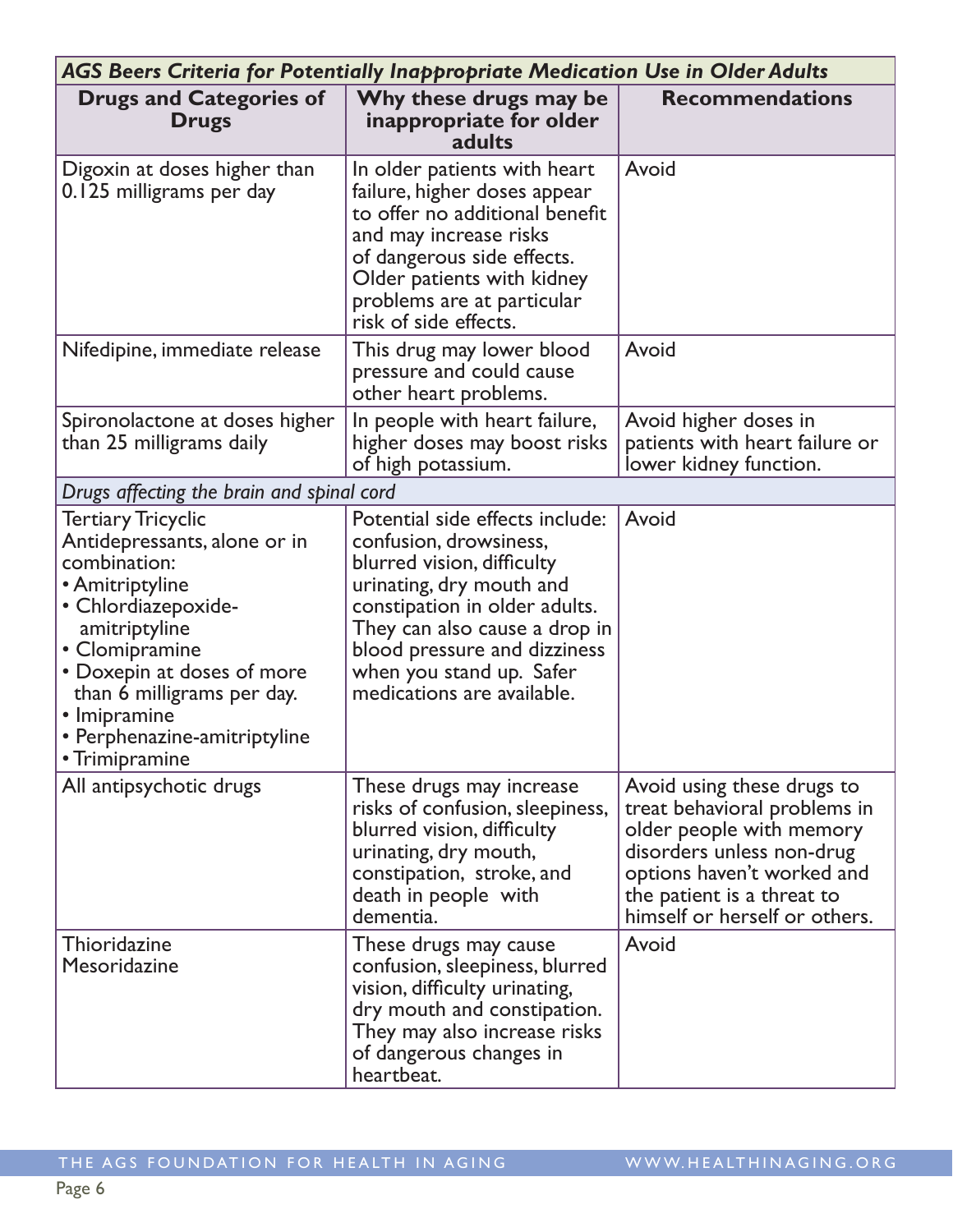| *AGS Beers Criteria for Potentially Inappropriate Medication Use in Older Adults* | | |
|---|---|---|
| **Drugs and Categories of Drugs** | **Why these drugs may be inappropriate for older adults** | **Recommendations** |
| Digoxin at doses higher than 0.125 milligrams per day | In older patients with heart failure, higher doses appear to offer no additional benefit and may increase risks of dangerous side effects. Older patients with kidney problems are at particular risk of side effects. | Avoid |
| Nifedipine, immediate release | This drug may lower blood pressure and could cause other heart problems. | Avoid |
| Spironolactone at doses higher than 25 milligrams daily | In people with heart failure, higher doses may boost risks of high potassium. | Avoid higher doses in patients with heart failure or lower kidney function. |
| *Drugs affecting the brain and spinal cord* | | |
| Tertiary Tricyclic Antidepressants, alone or in combination: • Amitriptyline • Chlordiazepoxide-amitriptyline • Clomipramine • Doxepin at doses of more than 6 milligrams per day. • Imipramine • Perphenazine-amitriptyline • Trimipramine | Potential side effects include: confusion, drowsiness, blurred vision, difficulty urinating, dry mouth and constipation in older adults. They can also cause a drop in blood pressure and dizziness when you stand up. Safer medications are available. | Avoid |
| All antipsychotic drugs | These drugs may increase risks of confusion, sleepiness, blurred vision, difficulty urinating, dry mouth, constipation, stroke, and death in people with dementia. | Avoid using these drugs to treat behavioral problems in older people with memory disorders unless non-drug options haven't worked and the patient is a threat to himself or herself or others. |
| Thioridazine Mesoridazine | These drugs may cause confusion, sleepiness, blurred vision, difficulty urinating, dry mouth and constipation. They may also increase risks of dangerous changes in heartbeat. | Avoid |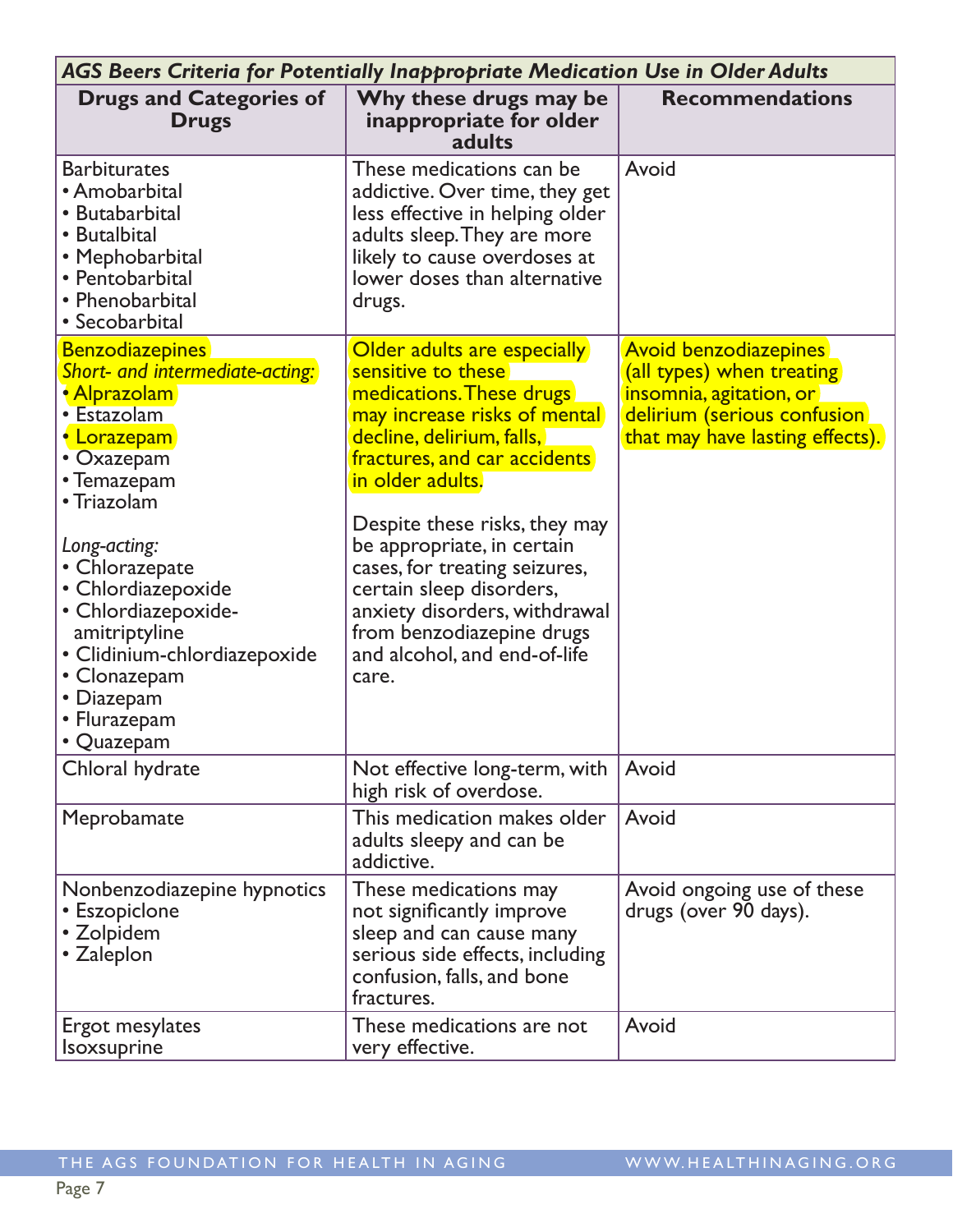| AGS Beers Criteria for Potentially Inappropriate Medication Use in Older Adults | | |
|---|---|---|
| **Drugs and Categories of Drugs** | **Why these drugs may be inappropriate for older adults** | **Recommendations** |
| Barbiturates<br>• Amobarbital<br>• Butabarbital<br>• Butalbital<br>• Mephobarbital<br>• Pentobarbital<br>• Phenobarbital<br>• Secobarbital | These medications can be addictive. Over time, they get less effective in helping older adults sleep. They are more likely to cause overdoses at lower doses than alternative drugs. | Avoid |
| Benzodiazepines<br>*Short- and intermediate-acting:*<br>• Alprazolam<br>• Estazolam<br>• Lorazepam<br>• Oxazepam<br>• Temazepam<br>• Triazolam<br><br>*Long-acting:*<br>• Chlorazepate<br>• Chlordiazepoxide<br>• Chlordiazepoxide-amitriptyline<br>• Clidinium-chlordiazepoxide<br>• Clonazepam<br>• Diazepam<br>• Flurazepam<br>• Quazepam | Older adults are especially sensitive to these medications. These drugs may increase risks of mental decline, delirium, falls, fractures, and car accidents in older adults.<br><br>Despite these risks, they may be appropriate, in certain cases, for treating seizures, certain sleep disorders, anxiety disorders, withdrawal from benzodiazepine drugs and alcohol, and end-of-life care. | Avoid benzodiazepines (all types) when treating insomnia, agitation, or delirium (serious confusion that may have lasting effects). |
| Chloral hydrate | Not effective long-term, with high risk of overdose. | Avoid |
| Meprobamate | This medication makes older adults sleepy and can be addictive. | Avoid |
| Nonbenzodiazepine hypnotics<br>• Eszopiclone<br>• Zolpidem<br>• Zaleplon | These medications may not significantly improve sleep and can cause many serious side effects, including confusion, falls, and bone fractures. | Avoid ongoing use of these drugs (over 90 days). |
| Ergot mesylates<br>Isoxsuprine | These medications are not very effective. | Avoid |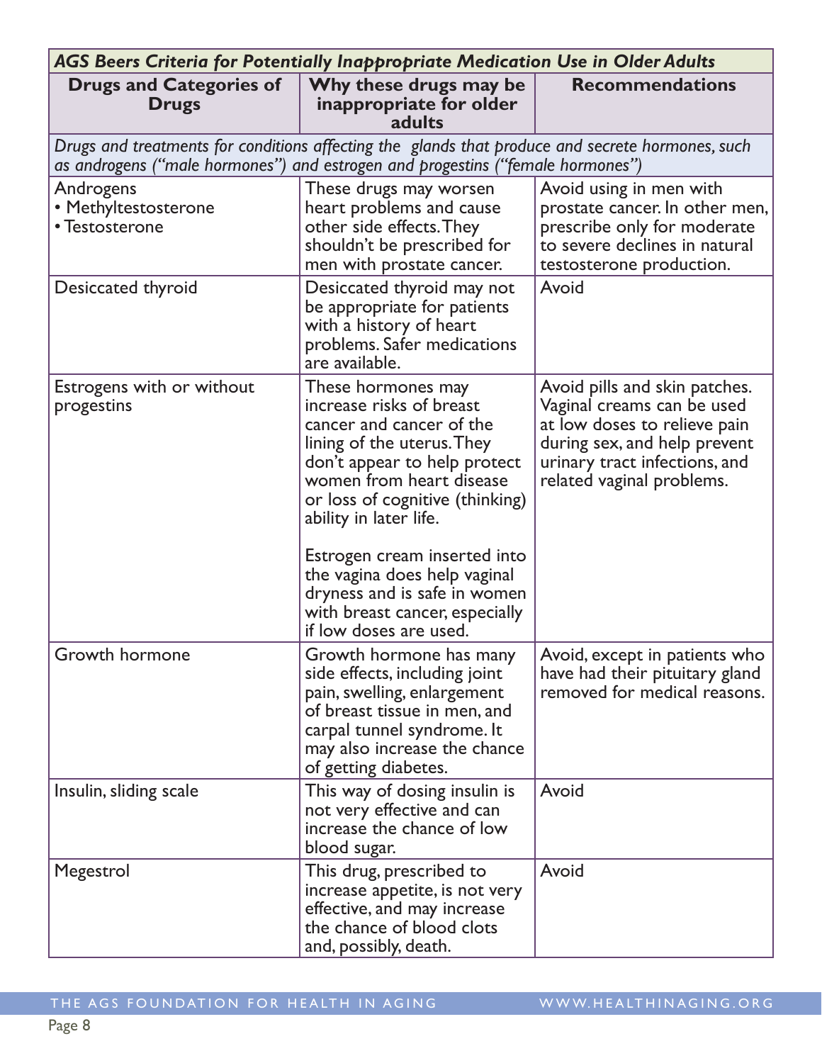| *AGS Beers Criteria for Potentially Inappropriate Medication Use in Older Adults* | | |
|---|---|---|
| **Drugs and Categories of Drugs** | **Why these drugs may be inappropriate for older adults** | **Recommendations** |
| *Drugs and treatments for conditions affecting the glands that produce and secrete hormones, such as androgens ("male hormones") and estrogen and progestins ("female hormones")* | | |
| Androgens<br>• Methyltestosterone<br>• Testosterone | These drugs may worsen heart problems and cause other side effects. They shouldn't be prescribed for men with prostate cancer. | Avoid using in men with prostate cancer. In other men, prescribe only for moderate to severe declines in natural testosterone production. |
| Desiccated thyroid | Desiccated thyroid may not be appropriate for patients with a history of heart problems. Safer medications are available. | Avoid |
| Estrogens with or without progestins | These hormones may increase risks of breast cancer and cancer of the lining of the uterus. They don't appear to help protect women from heart disease or loss of cognitive (thinking) ability in later life.<br><br>Estrogen cream inserted into the vagina does help vaginal dryness and is safe in women with breast cancer, especially if low doses are used. | Avoid pills and skin patches. Vaginal creams can be used at low doses to relieve pain during sex, and help prevent urinary tract infections, and related vaginal problems. |
| Growth hormone | Growth hormone has many side effects, including joint pain, swelling, enlargement of breast tissue in men, and carpal tunnel syndrome. It may also increase the chance of getting diabetes. | Avoid, except in patients who have had their pituitary gland removed for medical reasons. |
| Insulin, sliding scale | This way of dosing insulin is not very effective and can increase the chance of low blood sugar. | Avoid |
| Megestrol | This drug, prescribed to increase appetite, is not very effective, and may increase the chance of blood clots and, possibly, death. | Avoid |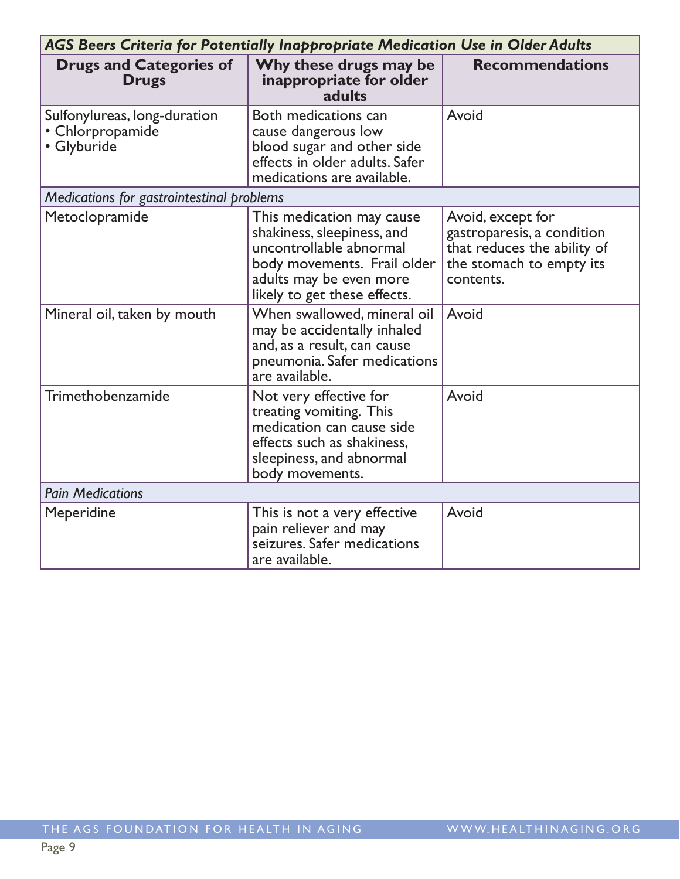| *AGS Beers Criteria for Potentially Inappropriate Medication Use in Older Adults* | | |
|---|---|---|
| **Drugs and Categories of Drugs** | **Why these drugs may be inappropriate for older adults** | **Recommendations** |
| Sulfonylureas, long-duration<br>• Chlorpropamide<br>• Glyburide | Both medications can cause dangerous low blood sugar and other side effects in older adults. Safer medications are available. | Avoid |
| *Medications for gastrointestinal problems* | | |
| Metoclopramide | This medication may cause shakiness, sleepiness, and uncontrollable abnormal body movements. Frail older adults may be even more likely to get these effects. | Avoid, except for gastroparesis, a condition that reduces the ability of the stomach to empty its contents. |
| Mineral oil, taken by mouth | When swallowed, mineral oil may be accidentally inhaled and, as a result, can cause pneumonia. Safer medications are available. | Avoid |
| Trimethobenzamide | Not very effective for treating vomiting. This medication can cause side effects such as shakiness, sleepiness, and abnormal body movements. | Avoid |
| *Pain Medications* | | |
| Meperidine | This is not a very effective pain reliever and may seizures. Safer medications are available. | Avoid |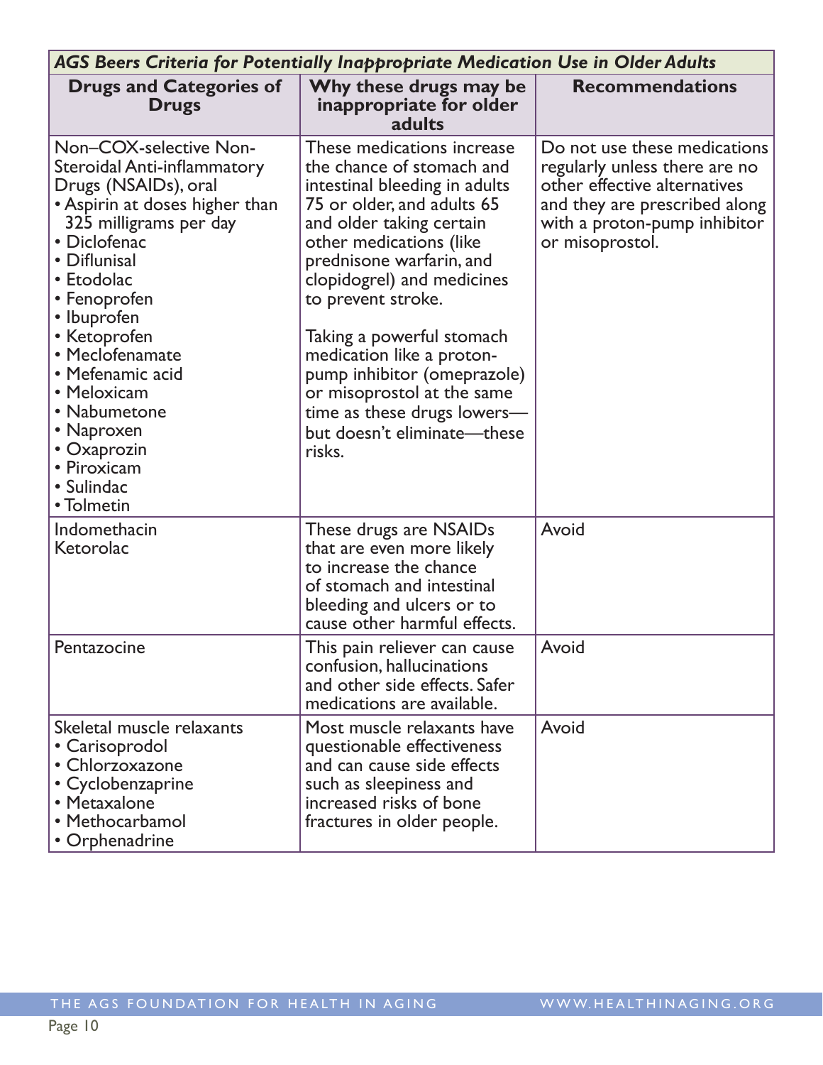| *AGS Beers Criteria for Potentially Inappropriate Medication Use in Older Adults* | | |
|---|---|---|
| **Drugs and Categories of Drugs** | **Why these drugs may be inappropriate for older adults** | **Recommendations** |
| Non–COX-selective Non-Steroidal Anti-inflammatory Drugs (NSAIDs), oral<br>• Aspirin at doses higher than 325 milligrams per day<br>• Diclofenac<br>• Diflunisal<br>• Etodolac<br>• Fenoprofen<br>• Ibuprofen<br>• Ketoprofen<br>• Meclofenamate<br>• Mefenamic acid<br>• Meloxicam<br>• Nabumetone<br>• Naproxen<br>• Oxaprozin<br>• Piroxicam<br>• Sulindac<br>• Tolmetin | These medications increase the chance of stomach and intestinal bleeding in adults 75 or older, and adults 65 and older taking certain other medications (like prednisone warfarin, and clopidogrel) and medicines to prevent stroke.<br><br>Taking a powerful stomach medication like a proton-pump inhibitor (omeprazole) or misoprostol at the same time as these drugs lowers—but doesn't eliminate—these risks. | Do not use these medications regularly unless there are no other effective alternatives and they are prescribed along with a proton-pump inhibitor or misoprostol. |
| Indomethacin<br>Ketorolac | These drugs are NSAIDs that are even more likely to increase the chance of stomach and intestinal bleeding and ulcers or to cause other harmful effects. | Avoid |
| Pentazocine | This pain reliever can cause confusion, hallucinations and other side effects. Safer medications are available. | Avoid |
| Skeletal muscle relaxants<br>• Carisoprodol<br>• Chlorzoxazone<br>• Cyclobenzaprine<br>• Metaxalone<br>• Methocarbamol<br>• Orphenadrine | Most muscle relaxants have questionable effectiveness and can cause side effects such as sleepiness and increased risks of bone fractures in older people. | Avoid |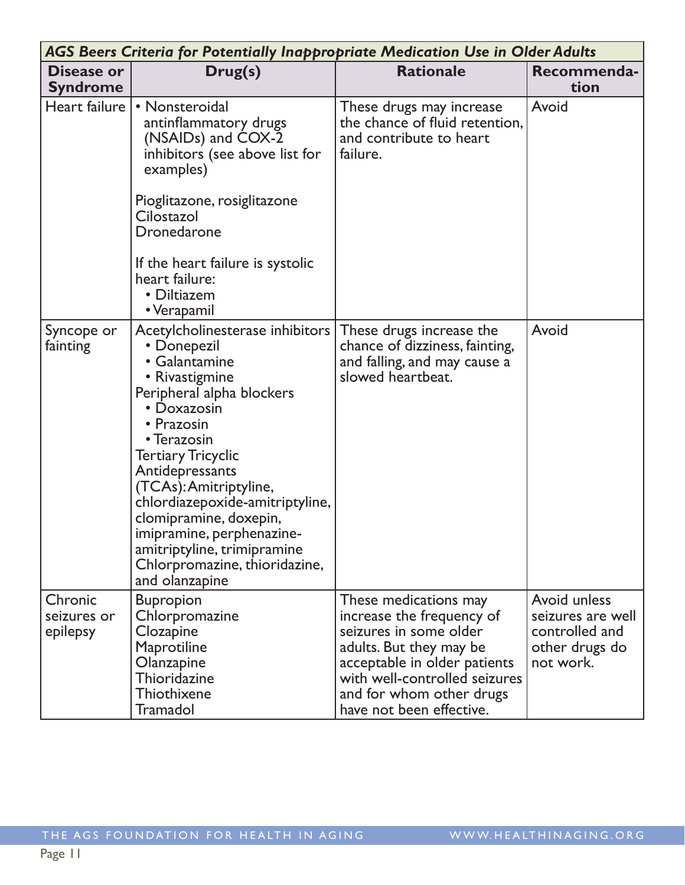| *AGS Beers Criteria for Potentially Inappropriate Medication Use in Older Adults* | | | |
|---|---|---|---|
| **Disease or Syndrome** | **Drug(s)** | **Rationale** | **Recommendation** |
| Heart failure | • Nonsteroidal antinflammatory drugs (NSAIDs) and COX-2 inhibitors (see above list for examples)<br><br>Pioglitazone, rosiglitazone<br>Cilostazol<br>Dronedarone<br><br>If the heart failure is systolic heart failure:<br>• Diltiazem<br>• Verapamil | These drugs may increase the chance of fluid retention, and contribute to heart failure. | Avoid |
| Syncope or fainting | Acetylcholinesterase inhibitors<br>• Donepezil<br>• Galantamine<br>• Rivastigmine<br>Peripheral alpha blockers<br>• Doxazosin<br>• Prazosin<br>• Terazosin<br>Tertiary Tricyclic Antidepressants (TCAs): Amitriptyline, chlordiazepoxide-amitriptyline, clomipramine, doxepin, imipramine, perphenazine-amitriptyline, trimipramine<br>Chlorpromazine, thioridazine, and olanzapine | These drugs increase the chance of dizziness, fainting, and falling, and may cause a slowed heartbeat. | Avoid |
| Chronic seizures or epilepsy | Bupropion<br>Chlorpromazine<br>Clozapine<br>Maprotiline<br>Olanzapine<br>Thioridazine<br>Thiothixene<br>Tramadol | These medications may increase the frequency of seizures in some older adults. But they may be acceptable in older patients with well-controlled seizures and for whom other drugs have not been effective. | Avoid unless seizures are well controlled and other drugs do not work. |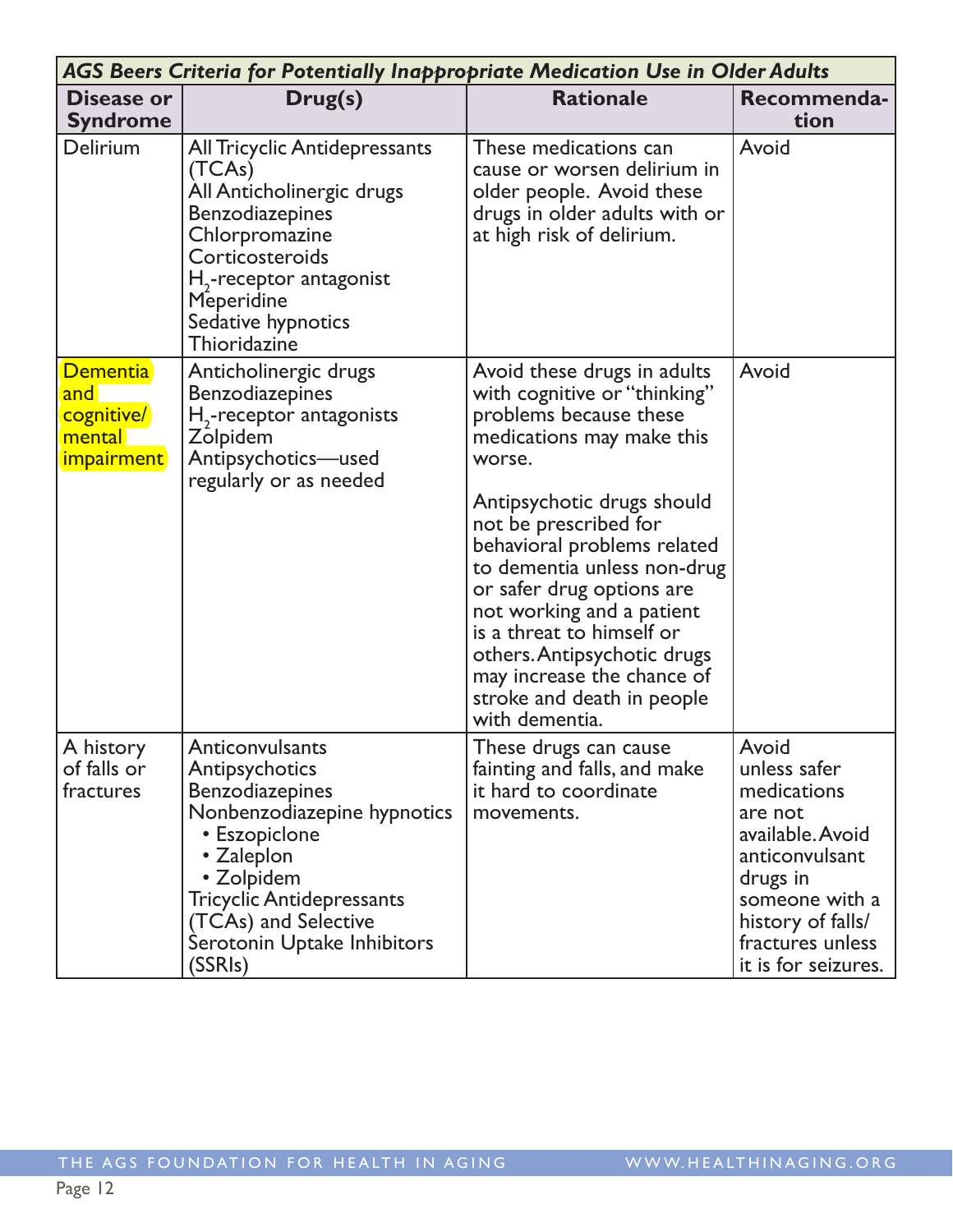| *AGS Beers Criteria for Potentially Inappropriate Medication Use in Older Adults* | | | |
|---|---|---|---|
| **Disease or Syndrome** | **Drug(s)** | **Rationale** | **Recommendation** |
| Delirium | All Tricyclic Antidepressants (TCAs)<br>All Anticholinergic drugs<br>Benzodiazepines<br>Chlorpromazine<br>Corticosteroids<br>$H_2$-receptor antagonist<br>Meperidine<br>Sedative hypnotics<br>Thioridazine | These medications can cause or worsen delirium in older people. Avoid these drugs in older adults with or at high risk of delirium. | Avoid |
| Dementia and cognitive/mental impairment | Anticholinergic drugs<br>Benzodiazepines<br>$H_2$-receptor antagonists<br>Zolpidem<br>Antipsychotics—used regularly or as needed | Avoid these drugs in adults with cognitive or "thinking" problems because these medications may make this worse.<br><br>Antipsychotic drugs should not be prescribed for behavioral problems related to dementia unless non-drug or safer drug options are not working and a patient is a threat to himself or others. Antipsychotic drugs may increase the chance of stroke and death in people with dementia. | Avoid |
| A history of falls or fractures | Anticonvulsants<br>Antipsychotics<br>Benzodiazepines<br>Nonbenzodiazepine hypnotics<br>• Eszopiclone<br>• Zaleplon<br>• Zolpidem<br>Tricyclic Antidepressants (TCAs) and Selective Serotonin Uptake Inhibitors (SSRIs) | These drugs can cause fainting and falls, and make it hard to coordinate movements. | Avoid unless safer medications are not available. Avoid anticonvulsant drugs in someone with a history of falls/fractures unless it is for seizures. |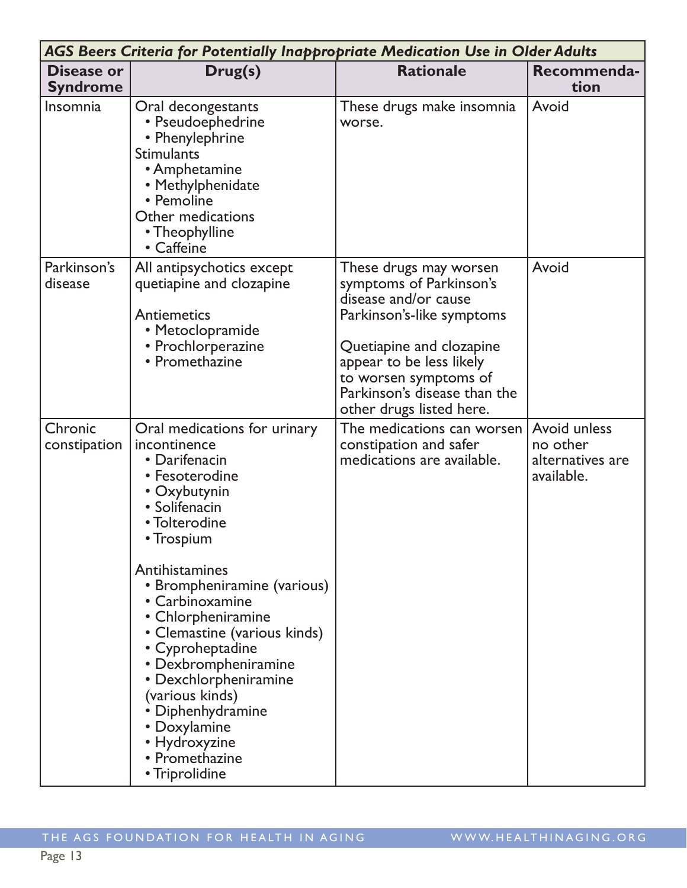| *AGS Beers Criteria for Potentially Inappropriate Medication Use in Older Adults* | | | |
|---|---|---|---|
| **Disease or Syndrome** | **Drug(s)** | **Rationale** | **Recommendation** |
| Insomnia | Oral decongestants<br>• Pseudoephedrine<br>• Phenylephrine<br>Stimulants<br>• Amphetamine<br>• Methylphenidate<br>• Pemoline<br>Other medications<br>• Theophylline<br>• Caffeine | These drugs make insomnia worse. | Avoid |
| Parkinson's disease | All antipsychotics except quetiapine and clozapine<br><br>Antiemetics<br>• Metoclopramide<br>• Prochlorperazine<br>• Promethazine | These drugs may worsen symptoms of Parkinson's disease and/or cause Parkinson's-like symptoms<br><br>Quetiapine and clozapine appear to be less likely to worsen symptoms of Parkinson's disease than the other drugs listed here. | Avoid |
| Chronic constipation | Oral medications for urinary incontinence<br>• Darifenacin<br>• Fesoterodine<br>• Oxybutynin<br>• Solifenacin<br>• Tolterodine<br>• Trospium<br><br>Antihistamines<br>• Brompheniramine (various)<br>• Carbinoxamine<br>• Chlorpheniramine<br>• Clemastine (various kinds)<br>• Cyproheptadine<br>• Dexbrompheniramine<br>• Dexchlorpheniramine (various kinds)<br>• Diphenhydramine<br>• Doxylamine<br>• Hydroxyzine<br>• Promethazine<br>• Triprolidine | The medications can worsen constipation and safer medications are available. | Avoid unless no other alternatives are available. |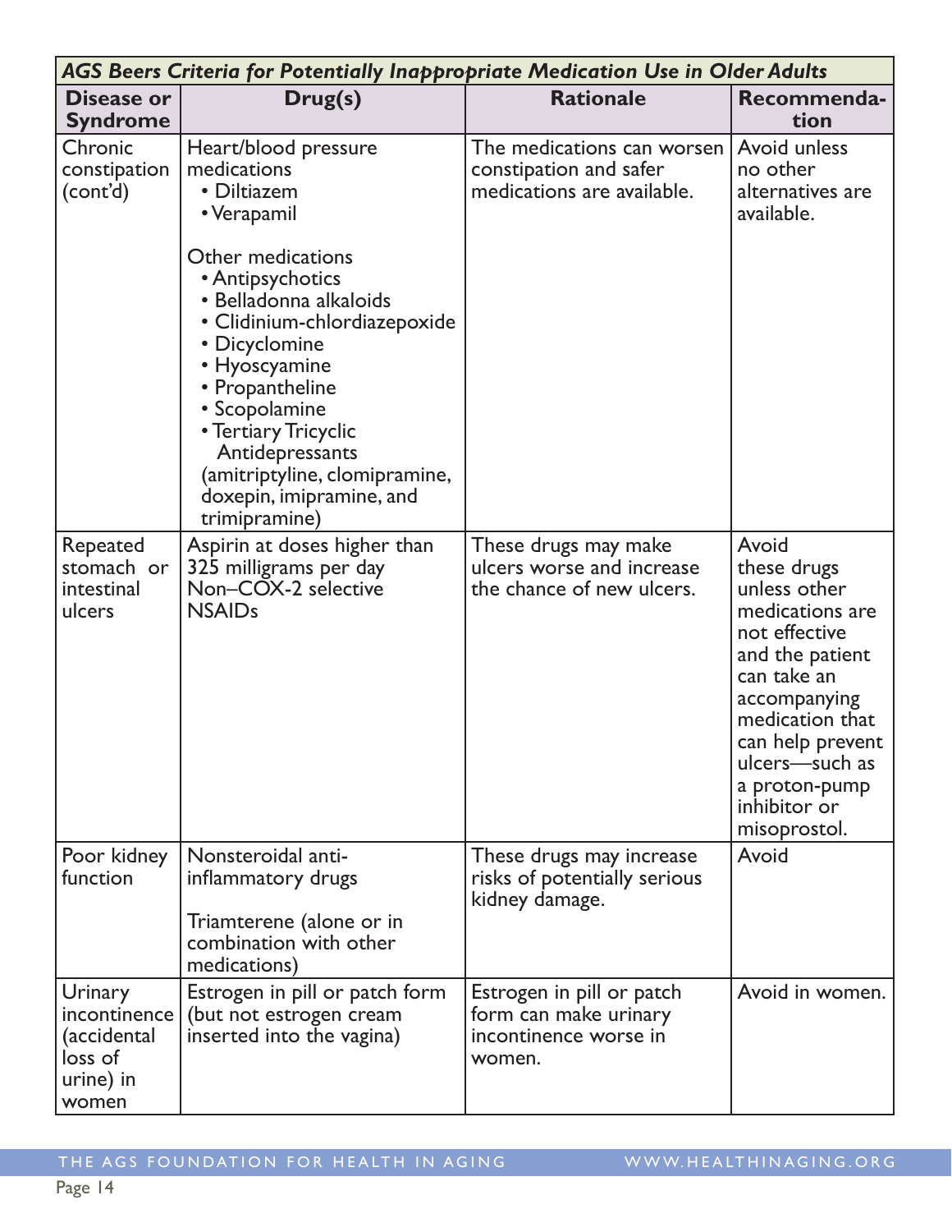| *AGS Beers Criteria for Potentially Inappropriate Medication Use in Older Adults* | | | |
|---|---|---|---|
| **Disease or Syndrome** | **Drug(s)** | **Rationale** | **Recommendation** |
| Chronic constipation (cont'd) | Heart/blood pressure medications<br>• Diltiazem<br>• Verapamil<br><br>Other medications<br>• Antipsychotics<br>• Belladonna alkaloids<br>• Clidinium-chlordiazepoxide<br>• Dicyclomine<br>• Hyoscyamine<br>• Propantheline<br>• Scopolamine<br>• Tertiary Tricyclic Antidepressants (amitriptyline, clomipramine, doxepin, imipramine, and trimipramine) | The medications can worsen constipation and safer medications are available. | Avoid unless no other alternatives are available. |
| Repeated stomach or intestinal ulcers | Aspirin at doses higher than 325 milligrams per day<br>Non–COX-2 selective NSAIDs | These drugs may make ulcers worse and increase the chance of new ulcers. | Avoid these drugs unless other medications are not effective and the patient can take an accompanying medication that can help prevent ulcers—such as a proton-pump inhibitor or misoprostol. |
| Poor kidney function | Nonsteroidal anti-inflammatory drugs<br><br>Triamterene (alone or in combination with other medications) | These drugs may increase risks of potentially serious kidney damage. | Avoid |
| Urinary incontinence (accidental loss of urine) in women | Estrogen in pill or patch form (but not estrogen cream inserted into the vagina) | Estrogen in pill or patch form can make urinary incontinence worse in women. | Avoid in women. |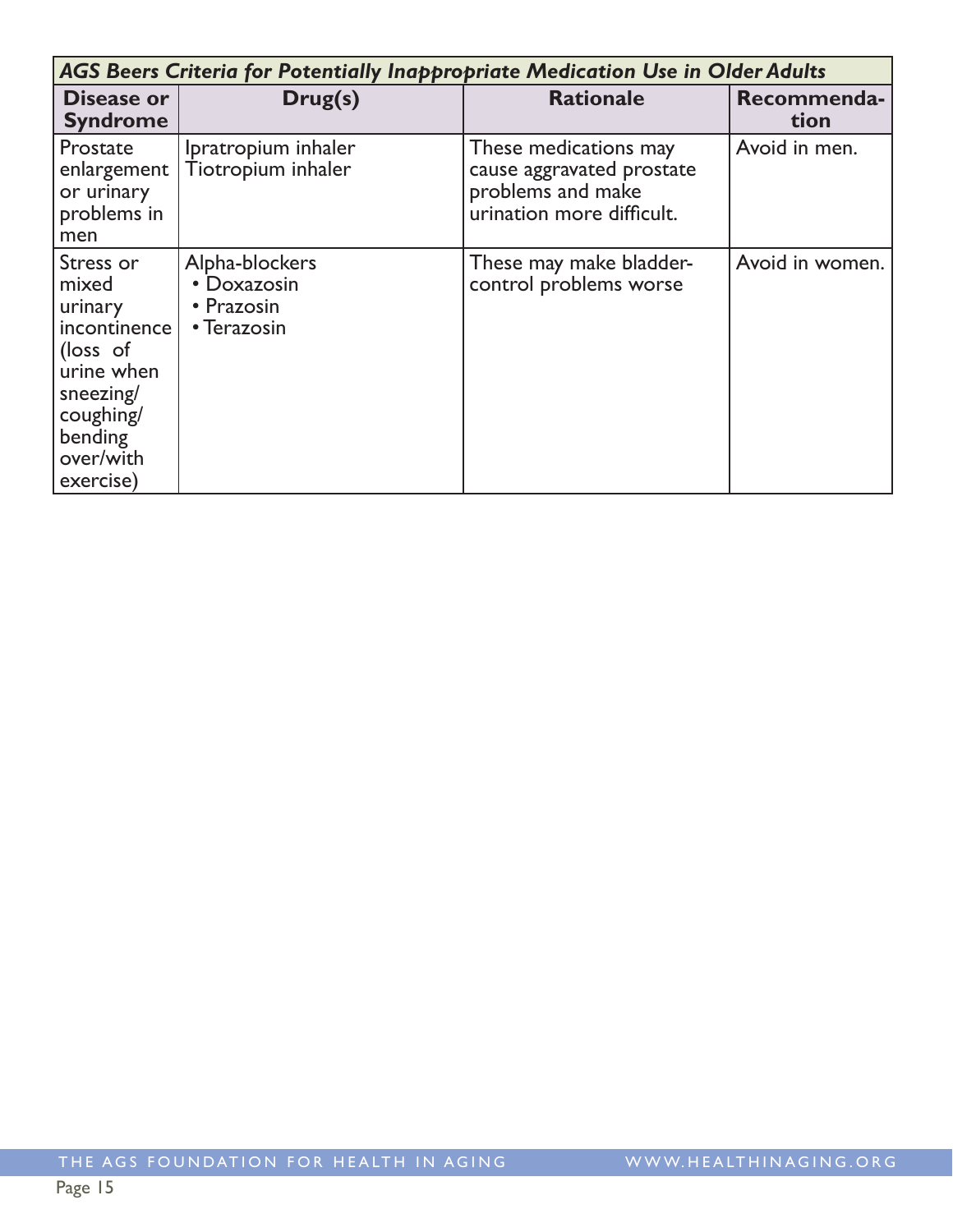| *AGS Beers Criteria for Potentially Inappropriate Medication Use in Older Adults* | | | |
|---|---|---|---|
| **Disease or Syndrome** | **Drug(s)** | **Rationale** | **Recommendation** |
| Prostate enlargement or urinary problems in men | Ipratropium inhaler<br>Tiotropium inhaler | These medications may cause aggravated prostate problems and make urination more difficult. | Avoid in men. |
| Stress or mixed urinary incontinence (loss of urine when sneezing/ coughing/ bending over/with exercise) | Alpha-blockers<br>• Doxazosin<br>• Prazosin<br>• Terazosin | These may make bladder-control problems worse | Avoid in women. |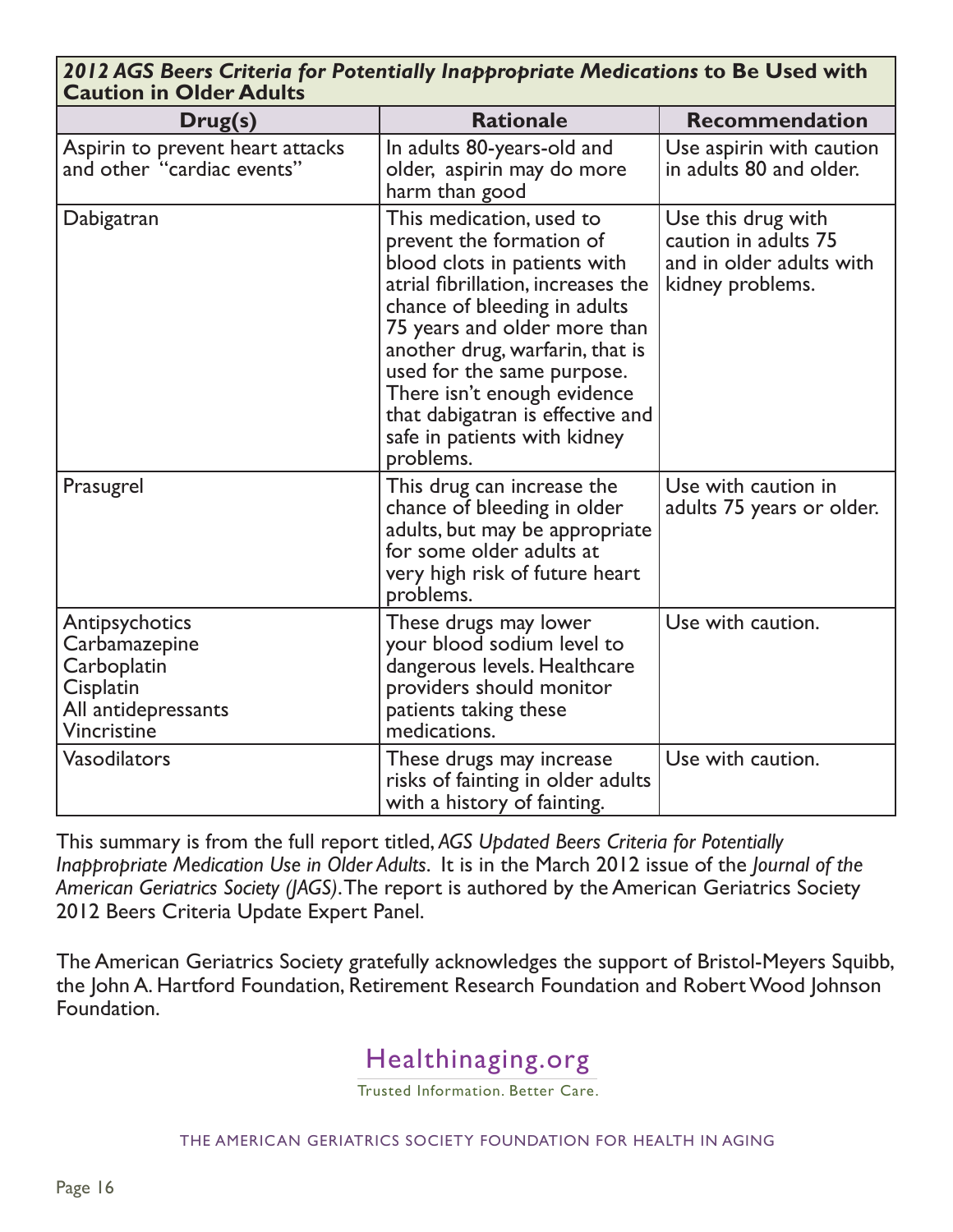## *2012 AGS Beers Criteria for Potentially Inappropriate Medications* to Be Used with Caution in Older Adults

| Drug(s) | Rationale | Recommendation |
|---|---|---|
| Aspirin to prevent heart attacks and other "cardiac events" | In adults 80-years-old and older, aspirin may do more harm than good | Use aspirin with caution in adults 80 and older. |
| Dabigatran | This medication, used to prevent the formation of blood clots in patients with atrial fibrillation, increases the chance of bleeding in adults 75 years and older more than another drug, warfarin, that is used for the same purpose. There isn't enough evidence that dabigatran is effective and safe in patients with kidney problems. | Use this drug with caution in adults 75 and in older adults with kidney problems. |
| Prasugrel | This drug can increase the chance of bleeding in older adults, but may be appropriate for some older adults at very high risk of future heart problems. | Use with caution in adults 75 years or older. |
| Antipsychotics<br>Carbamazepine<br>Carboplatin<br>Cisplatin<br>All antidepressants<br>Vincristine | These drugs may lower your blood sodium level to dangerous levels. Healthcare providers should monitor patients taking these medications. | Use with caution. |
| Vasodilators | These drugs may increase risks of fainting in older adults with a history of fainting. | Use with caution. |

This summary is from the full report titled, *AGS Updated Beers Criteria for Potentially Inappropriate Medication Use in Older Adults*. It is in the March 2012 issue of the *Journal of the American Geriatrics Society (JAGS)*. The report is authored by the American Geriatrics Society 2012 Beers Criteria Update Expert Panel.

The American Geriatrics Society gratefully acknowledges the support of Bristol-Meyers Squibb, the John A. Hartford Foundation, Retirement Research Foundation and Robert Wood Johnson Foundation.

Healthinaging.org

Trusted Information. Better Care.

THE AMERICAN GERIATRICS SOCIETY FOUNDATION FOR HEALTH IN AGING